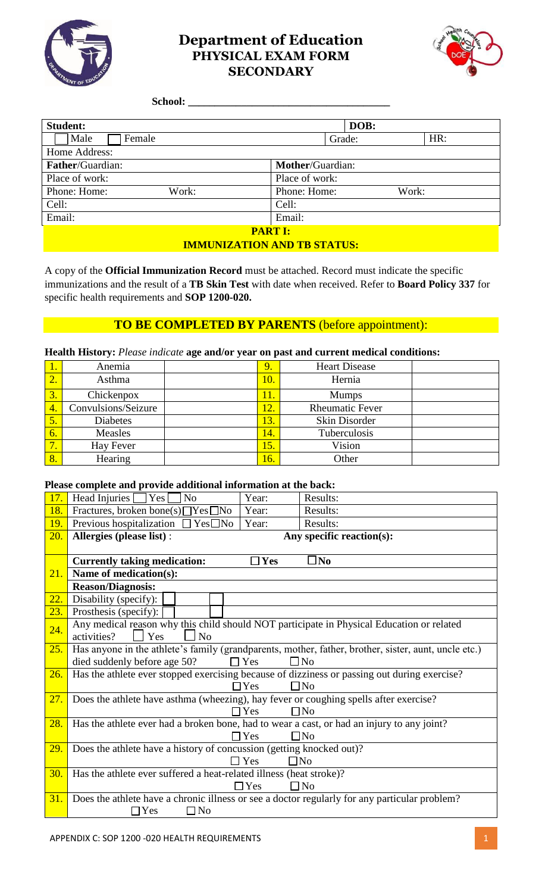# Department of Education
## PHYSICAL EXAM FORM
## SECONDARY

**School:** ___________________________________

| **Student:** | | **DOB:** | |
|---|---|---|---|
| ☐ Male ☐ Female | | Grade: | HR: |
| Home Address: | | | |
| **Father**/Guardian: | | **Mother**/Guardian: | |
| Place of work: | | Place of work: | |
| Phone: Home: | Work: | Phone: Home: | Work: |
| Cell: | | Cell: | |
| Email: | | Email: | |

**PART I:**
**IMMUNIZATION AND TB STATUS:**

A copy of the **Official Immunization Record** must be attached. Record must indicate the specific immunizations and the result of a **TB Skin Test** with date when received. Refer to **Board Policy 337** for specific health requirements and **SOP 1200-020.**

## TO BE COMPLETED BY PARENTS (before appointment):

**Health History:** *Please indicate* **age and/or year on past and current medical conditions:**

| | | | | | |
|---|---|---|---|---|---|
| 1. | Anemia | | 9. | Heart Disease | |
| 2. | Asthma | | 10. | Hernia | |
| 3. | Chickenpox | | 11. | Mumps | |
| 4. | Convulsions/Seizure | | 12. | Rheumatic Fever | |
| 5. | Diabetes | | 13. | Skin Disorder | |
| 6. | Measles | | 14. | Tuberculosis | |
| 7. | Hay Fever | | 15. | Vision | |
| 8. | Hearing | | 16. | Other | |

**Please complete and provide additional information at the back:**

| | | | |
|---|---|---|---|
| 17. | Head Injuries ☐ Yes ☐ No | Year: | Results: |
| 18. | Fractures, broken bone(s) ☐ Yes ☐ No | Year: | Results: |
| 19. | Previous hospitalization ☐ Yes ☐ No | Year: | Results: |
| 20. | **Allergies (please list)** : | | **Any specific reaction(s):** |
| 21. | **Currently taking medication:** | ☐ **Yes** | ☐ **No** |
| | **Name of medication(s):** | | |
| | **Reason/Diagnosis:** | | |
| 22. | Disability (specify): | | |
| 23. | Prosthesis (specify): | | |
| 24. | Any medical reason why this child should NOT participate in Physical Education or related activities? ☐ Yes ☐ No | | |
| 25. | Has anyone in the athlete's family (grandparents, mother, father, brother, sister, aunt, uncle etc.) died suddenly before age 50? ☐ Yes ☐ No | | |
| 26. | Has the athlete ever stopped exercising because of dizziness or passing out during exercise? ☐ Yes ☐ No | | |
| 27. | Does the athlete have asthma (wheezing), hay fever or coughing spells after exercise? ☐ Yes ☐ No | | |
| 28. | Has the athlete ever had a broken bone, had to wear a cast, or had an injury to any joint? ☐ Yes ☐ No | | |
| 29. | Does the athlete have a history of concussion (getting knocked out)? ☐ Yes ☐ No | | |
| 30. | Has the athlete ever suffered a heat-related illness (heat stroke)? ☐ Yes ☐ No | | |
| 31. | Does the athlete have a chronic illness or see a doctor regularly for any particular problem? ☐ Yes ☐ No | | |

APPENDIX C: SOP 1200 -020 HEALTH REQUIREMENTS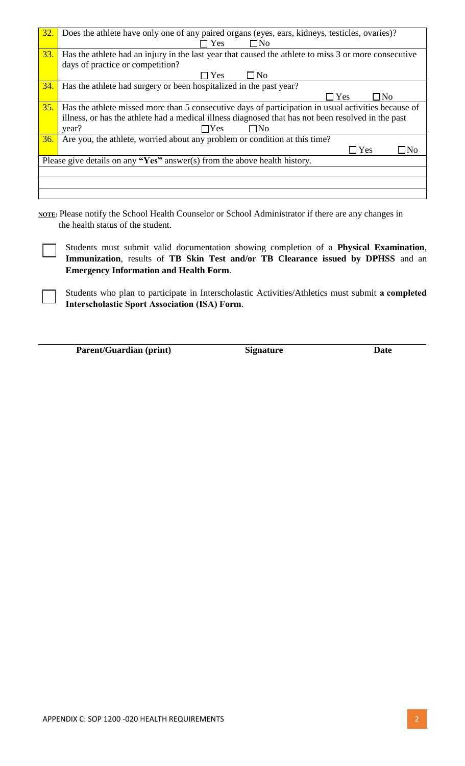| 32. | Does the athlete have only one of any paired organs (eyes, ears, kidneys, testicles, ovaries)?<br>☐ Yes ☐ No |
| --- | --- |
| 33. | Has the athlete had an injury in the last year that caused the athlete to miss 3 or more consecutive days of practice or competition?<br>☐ Yes ☐ No |
| 34. | Has the athlete had surgery or been hospitalized in the past year?<br>☐ Yes ☐ No |
| 35. | Has the athlete missed more than 5 consecutive days of participation in usual activities because of illness, or has the athlete had a medical illness diagnosed that has not been resolved in the past year? ☐ Yes ☐ No |
| 36. | Are you, the athlete, worried about any problem or condition at this time?<br>☐ Yes ☐ No |
| Please give details on any **"Yes"** answer(s) from the above health history. | |
| | |
| | |
| | |

**NOTE**: Please notify the School Health Counselor or School Administrator if there are any changes in the health status of the student.

☐ Students must submit valid documentation showing completion of a **Physical Examination**, **Immunization**, results of **TB Skin Test and/or TB Clearance issued by DPHSS** and an **Emergency Information and Health Form**.

☐ Students who plan to participate in Interscholastic Activities/Athletics must submit **a completed Interscholastic Sport Association (ISA) Form**.

| **Parent/Guardian (print)** | **Signature** | **Date** |
| --- | --- | --- |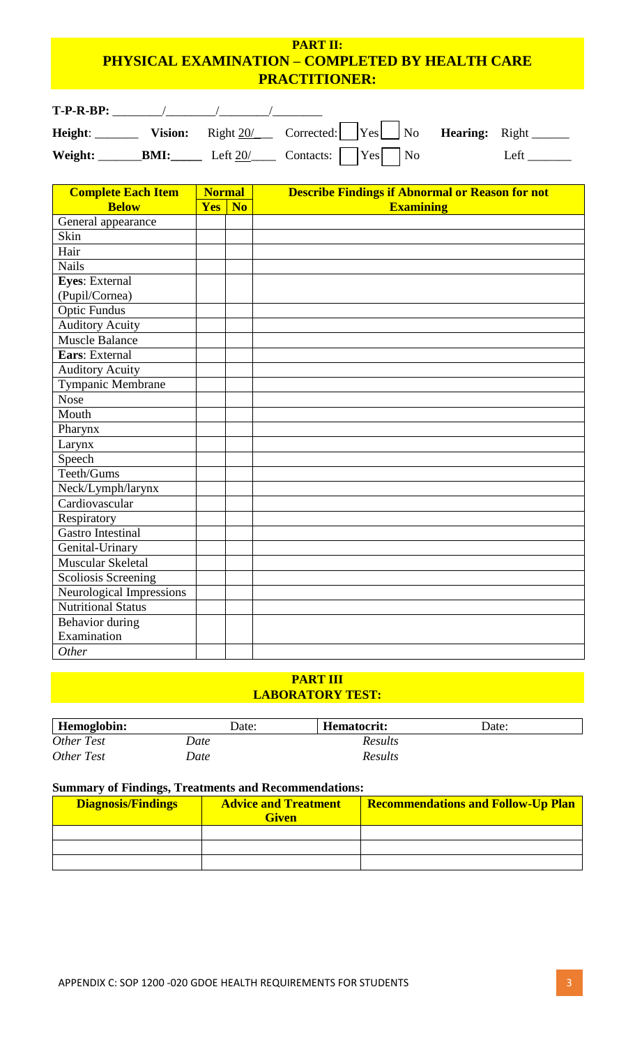## PART II:
## PHYSICAL EXAMINATION – COMPLETED BY HEALTH CARE PRACTITIONER:

**T-P-R-BP:** ________/________/________/________

**Height**: _______ **Vision:** Right 20/___ Corrected: ☐ Yes ☐ No **Hearing:** Right ______

**Weight:** _______ **BMI:**_____ Left 20/____ Contacts: ☐ Yes ☐ No Left _______

| Complete Each Item Below | Normal | | Describe Findings if Abnormal or Reason for not Examining |
|---|---|---|---|
| | Yes | No | |
| General appearance | | | |
| Skin | | | |
| Hair | | | |
| Nails | | | |
| **Eyes**: External (Pupil/Cornea) | | | |
| Optic Fundus | | | |
| Auditory Acuity | | | |
| Muscle Balance | | | |
| **Ears**: External | | | |
| Auditory Acuity | | | |
| Tympanic Membrane | | | |
| Nose | | | |
| Mouth | | | |
| Pharynx | | | |
| Larynx | | | |
| Speech | | | |
| Teeth/Gums | | | |
| Neck/Lymph/larynx | | | |
| Cardiovascular | | | |
| Respiratory | | | |
| Gastro Intestinal | | | |
| Genital-Urinary | | | |
| Muscular Skeletal | | | |
| Scoliosis Screening | | | |
| Neurological Impressions | | | |
| Nutritional Status | | | |
| Behavior during Examination | | | |
| *Other* | | | |

## PART III
## LABORATORY TEST:

| **Hemoglobin:** | Date: | **Hematocrit:** | Date: |
|---|---|---|---|
| *Other Test* | *Date* | *Results* | |
| *Other Test* | *Date* | *Results* | |

**Summary of Findings, Treatments and Recommendations:**

| Diagnosis/Findings | Advice and Treatment Given | Recommendations and Follow-Up Plan |
|---|---|---|
| | | |
| | | |
| | | |

APPENDIX C: SOP 1200 -020 GDOE HEALTH REQUIREMENTS FOR STUDENTS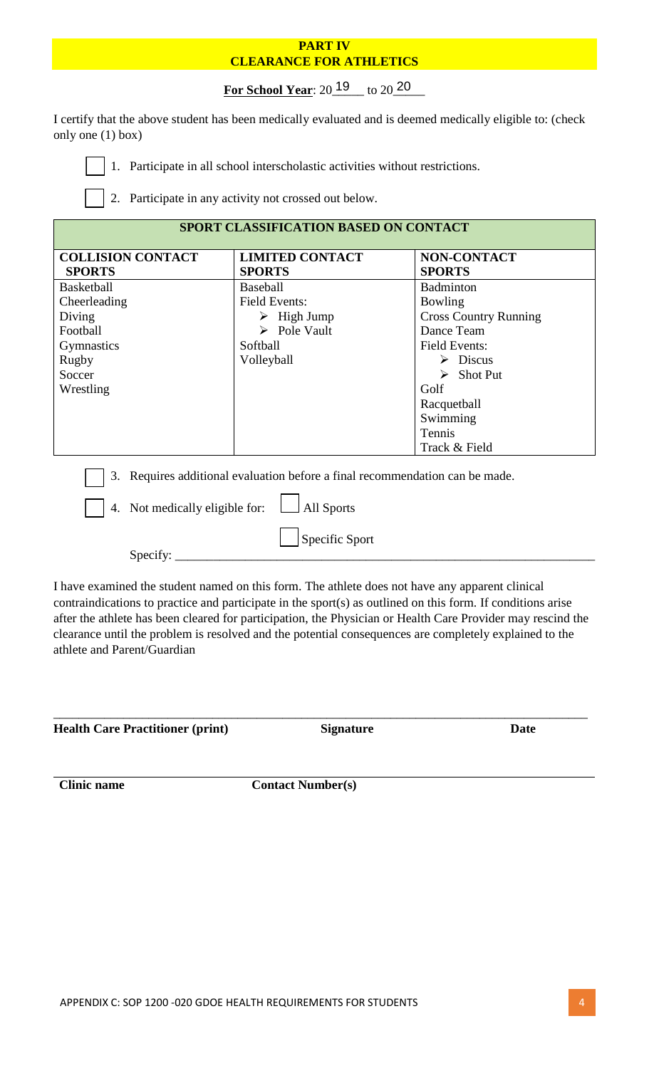## PART IV
## CLEARANCE FOR ATHLETICS

**For School Year**: 20 19 to 20 20

I certify that the above student has been medically evaluated and is deemed medically eligible to: (check only one (1) box)

☐ 1. Participate in all school interscholastic activities without restrictions.

☐ 2. Participate in any activity not crossed out below.

| SPORT CLASSIFICATION BASED ON CONTACT | | |
|---|---|---|
| **COLLISION CONTACT SPORTS** | **LIMITED CONTACT SPORTS** | **NON-CONTACT SPORTS** |
| Basketball | Baseball | Badminton |
| Cheerleading | Field Events: | Bowling |
| Diving | ➢ High Jump | Cross Country Running |
| Football | ➢ Pole Vault | Dance Team |
| Gymnastics | Softball | Field Events: |
| Rugby | Volleyball | ➢ Discus |
| Soccer | | ➢ Shot Put |
| Wrestling | | Golf |
| | | Racquetball |
| | | Swimming |
| | | Tennis |
| | | Track & Field |

☐ 3. Requires additional evaluation before a final recommendation can be made.

☐ 4. Not medically eligible for: ☐ All Sports

☐ Specific Sport

Specify: ___________________________________________________________________

I have examined the student named on this form. The athlete does not have any apparent clinical contraindications to practice and participate in the sport(s) as outlined on this form. If conditions arise after the athlete has been cleared for participation, the Physician or Health Care Provider may rescind the clearance until the problem is resolved and the potential consequences are completely explained to the athlete and Parent/Guardian

_____________________________________________________________________________________

**Health Care Practitioner (print)** **Signature** **Date**

_____________________________________________________________________________________

**Clinic name** **Contact Number(s)**

APPENDIX C: SOP 1200 -020 GDOE HEALTH REQUIREMENTS FOR STUDENTS